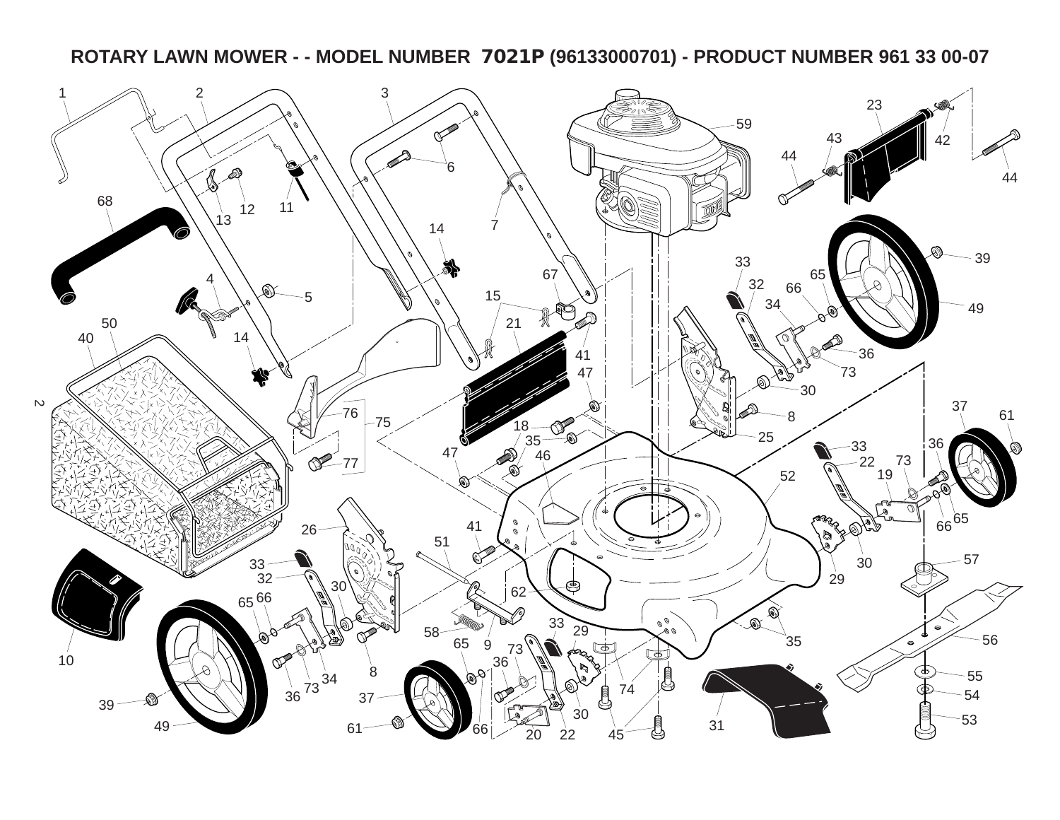# ROTARY LAWN MOWER - - MODEL NUMBER 7021P (96133000701) - PRODUCT NUMBER 961 33 00-07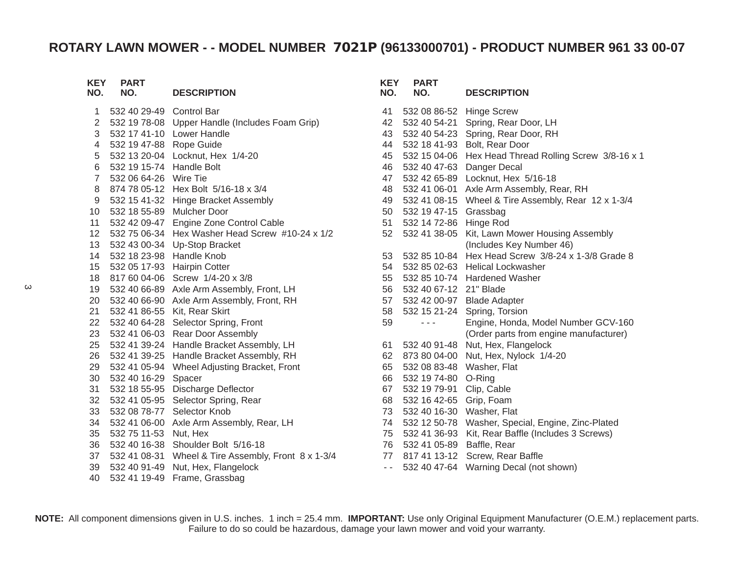# ROTARY LAWN MOWER - - MODEL NUMBER 7021P (96133000701) - PRODUCT NUMBER 961 33 00-07

| KEY NO. | PART NO. | DESCRIPTION |
|---|---|---|
| 1 | 532 40 29-49 | Control Bar |
| 2 | 532 19 78-08 | Upper Handle (Includes Foam Grip) |
| 3 | 532 17 41-10 | Lower Handle |
| 4 | 532 19 47-88 | Rope Guide |
| 5 | 532 13 20-04 | Locknut, Hex 1/4-20 |
| 6 | 532 19 15-74 | Handle Bolt |
| 7 | 532 06 64-26 | Wire Tie |
| 8 | 874 78 05-12 | Hex Bolt 5/16-18 x 3/4 |
| 9 | 532 15 41-32 | Hinge Bracket Assembly |
| 10 | 532 18 55-89 | Mulcher Door |
| 11 | 532 42 09-47 | Engine Zone Control Cable |
| 12 | 532 75 06-34 | Hex Washer Head Screw #10-24 x 1/2 |
| 13 | 532 43 00-34 | Up-Stop Bracket |
| 14 | 532 18 23-98 | Handle Knob |
| 15 | 532 05 17-93 | Hairpin Cotter |
| 18 | 817 60 04-06 | Screw 1/4-20 x 3/8 |
| 19 | 532 40 66-89 | Axle Arm Assembly, Front, LH |
| 20 | 532 40 66-90 | Axle Arm Assembly, Front, RH |
| 21 | 532 41 86-55 | Kit, Rear Skirt |
| 22 | 532 40 64-28 | Selector Spring, Front |
| 23 | 532 41 06-03 | Rear Door Assembly |
| 25 | 532 41 39-24 | Handle Bracket Assembly, LH |
| 26 | 532 41 39-25 | Handle Bracket Assembly, RH |
| 29 | 532 41 05-94 | Wheel Adjusting Bracket, Front |
| 30 | 532 40 16-29 | Spacer |
| 31 | 532 18 55-95 | Discharge Deflector |
| 32 | 532 41 05-95 | Selector Spring, Rear |
| 33 | 532 08 78-77 | Selector Knob |
| 34 | 532 41 06-00 | Axle Arm Assembly, Rear, LH |
| 35 | 532 75 11-53 | Nut, Hex |
| 36 | 532 40 16-38 | Shoulder Bolt 5/16-18 |
| 37 | 532 41 08-31 | Wheel & Tire Assembly, Front 8 x 1-3/4 |
| 39 | 532 40 91-49 | Nut, Hex, Flangelock |
| 40 | 532 41 19-49 | Frame, Grassbag |
| 41 | 532 08 86-52 | Hinge Screw |
| 42 | 532 40 54-21 | Spring, Rear Door, LH |
| 43 | 532 40 54-23 | Spring, Rear Door, RH |
| 44 | 532 18 41-93 | Bolt, Rear Door |
| 45 | 532 15 04-06 | Hex Head Thread Rolling Screw 3/8-16 x 1 |
| 46 | 532 40 47-63 | Danger Decal |
| 47 | 532 42 65-89 | Locknut, Hex 5/16-18 |
| 48 | 532 41 06-01 | Axle Arm Assembly, Rear, RH |
| 49 | 532 41 08-15 | Wheel & Tire Assembly, Rear 12 x 1-3/4 |
| 50 | 532 19 47-15 | Grassbag |
| 51 | 532 14 72-86 | Hinge Rod |
| 52 | 532 41 38-05 | Kit, Lawn Mower Housing Assembly (Includes Key Number 46) |
| 53 | 532 85 10-84 | Hex Head Screw 3/8-24 x 1-3/8 Grade 8 |
| 54 | 532 85 02-63 | Helical Lockwasher |
| 55 | 532 85 10-74 | Hardened Washer |
| 56 | 532 40 67-12 | 21" Blade |
| 57 | 532 42 00-97 | Blade Adapter |
| 58 | 532 15 21-24 | Spring, Torsion |
| 59 | - - - | Engine, Honda, Model Number GCV-160 (Order parts from engine manufacturer) |
| 61 | 532 40 91-48 | Nut, Hex, Flangelock |
| 62 | 873 80 04-00 | Nut, Hex, Nylock 1/4-20 |
| 65 | 532 08 83-48 | Washer, Flat |
| 66 | 532 19 74-80 | O-Ring |
| 67 | 532 19 79-91 | Clip, Cable |
| 68 | 532 16 42-65 | Grip, Foam |
| 73 | 532 40 16-30 | Washer, Flat |
| 74 | 532 12 50-78 | Washer, Special, Engine, Zinc-Plated |
| 75 | 532 41 36-93 | Kit, Rear Baffle (Includes 3 Screws) |
| 76 | 532 41 05-89 | Baffle, Rear |
| 77 | 817 41 13-12 | Screw, Rear Baffle |
| - - | 532 40 47-64 | Warning Decal (not shown) |

**NOTE:** All component dimensions given in U.S. inches. 1 inch = 25.4 mm. **IMPORTANT:** Use only Original Equipment Manufacturer (O.E.M.) replacement parts. Failure to do so could be hazardous, damage your lawn mower and void your warranty.